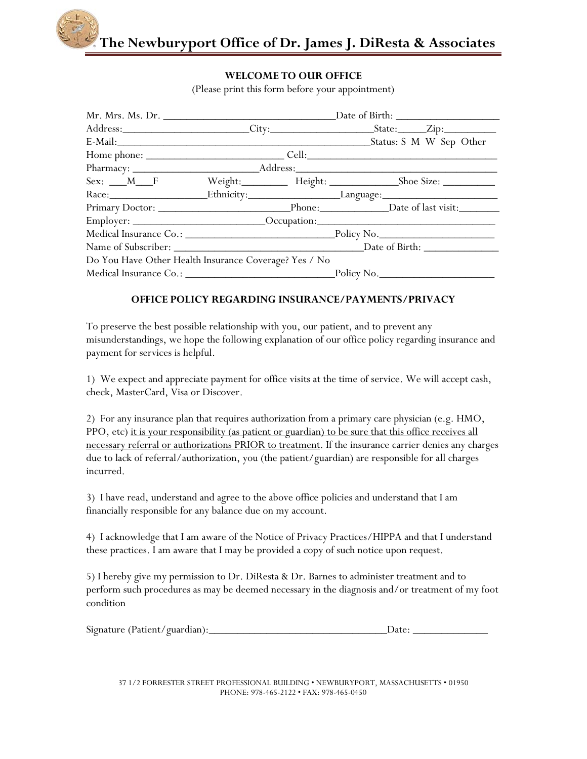# The Newburyport Office of Dr. James J. DiResta & Associates

## WELCOME TO OUR OFFICE

(Please print this form before your appointment)

Mr. Mrs. Ms. Dr. ______________________________Date of Birth: ___________________

Address:______________________City:__________________State:_____Zip:_________

E-Mail:______________________________________________Status: S M W Sep Other

Home phone: ________________________ Cell:___________________________________

Pharmacy: _____________________Address:_____________________________________

Sex: ___M___F Weight:________ Height: ____________Shoe Size: _________

Race:_________________Ethnicity:________________Language:_____________________

Primary Doctor: _______________________Phone:____________Date of last visit:_______

Employer: _______________________Occupation:_______________________________

Medical Insurance Co.: ___________________________Policy No.____________________

Name of Subscriber: __________________________________Date of Birth: _____________

Do You Have Other Health Insurance Coverage? Yes / No

Medical Insurance Co.: ___________________________Policy No.____________________

## OFFICE POLICY REGARDING INSURANCE/PAYMENTS/PRIVACY

To preserve the best possible relationship with you, our patient, and to prevent any misunderstandings, we hope the following explanation of our office policy regarding insurance and payment for services is helpful.

1) We expect and appreciate payment for office visits at the time of service. We will accept cash, check, MasterCard, Visa or Discover.

2) For any insurance plan that requires authorization from a primary care physician (e.g. HMO, PPO, etc) <u>it is your responsibility (as patient or guardian) to be sure that this office receives all necessary referral or authorizations PRIOR to treatment</u>. If the insurance carrier denies any charges due to lack of referral/authorization, you (the patient/guardian) are responsible for all charges incurred.

3) I have read, understand and agree to the above office policies and understand that I am financially responsible for any balance due on my account.

4) I acknowledge that I am aware of the Notice of Privacy Practices/HIPPA and that I understand these practices. I am aware that I may be provided a copy of such notice upon request.

5) I hereby give my permission to Dr. DiResta & Dr. Barnes to administer treatment and to perform such procedures as may be deemed necessary in the diagnosis and/or treatment of my foot condition

Signature (Patient/guardian):_______________________________Date: _____________

37 1/2 FORRESTER STREET PROFESSIONAL BUILDING • NEWBURYPORT, MASSACHUSETTS • 01950
PHONE: 978-465-2122 • FAX: 978-465-0450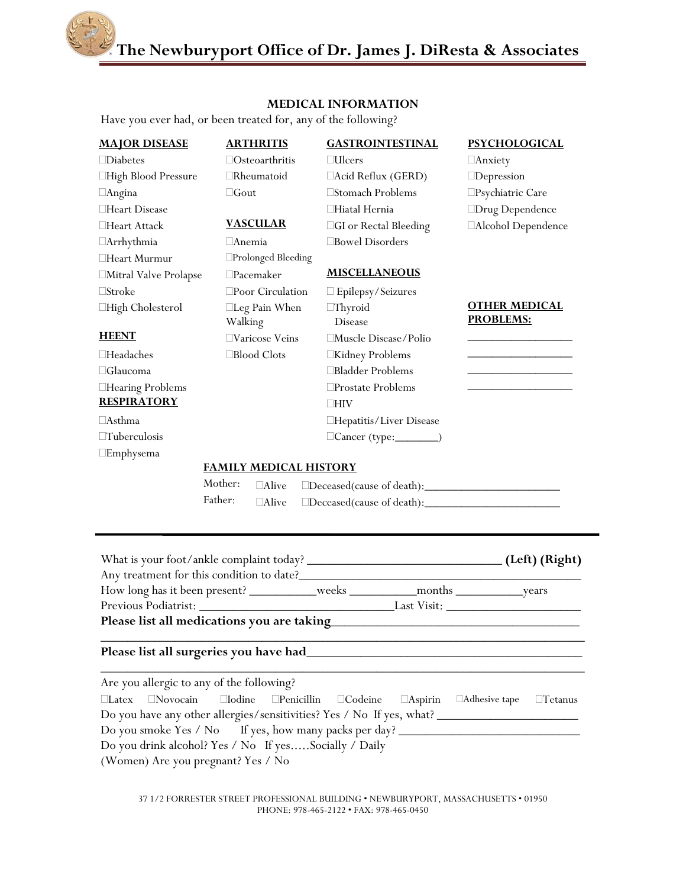# The Newburyport Office of Dr. James J. DiResta & Associates

## MEDICAL INFORMATION

Have you ever had, or been treated for, any of the following?

**MAJOR DISEASE**

- ☐Diabetes
- ☐High Blood Pressure
- ☐Angina
- ☐Heart Disease
- ☐Heart Attack
- ☐Arrhythmia
- ☐Heart Murmur
- ☐Mitral Valve Prolapse
- ☐Stroke
- ☐High Cholesterol

**HEENT**

- ☐Headaches
- ☐Glaucoma
- ☐Hearing Problems

**RESPIRATORY**

- ☐Asthma
- ☐Tuberculosis
- ☐Emphysema

**ARTHRITIS**

- ☐Osteoarthritis
- ☐Rheumatoid
- ☐Gout

**VASCULAR**

- ☐Anemia
- ☐Prolonged Bleeding
- ☐Pacemaker
- ☐Poor Circulation
- ☐Leg Pain When Walking
- ☐Varicose Veins
- ☐Blood Clots

**GASTROINTESTINAL**

- ☐Ulcers
- ☐Acid Reflux (GERD)
- ☐Stomach Problems
- ☐Hiatal Hernia
- ☐GI or Rectal Bleeding
- ☐Bowel Disorders

**MISCELLANEOUS**

- ☐ Epilepsy/Seizures
- ☐Thyroid Disease
- ☐Muscle Disease/Polio
- ☐Kidney Problems
- ☐Bladder Problems
- ☐Prostate Problems
- ☐HIV
- ☐Hepatitis/Liver Disease
- ☐Cancer (type:_______)

**PSYCHOLOGICAL**

- ☐Anxiety
- ☐Depression
- ☐Psychiatric Care
- ☐Drug Dependence
- ☐Alcohol Dependence

**OTHER MEDICAL PROBLEMS:**

_________________

_________________

_________________

_________________

**FAMILY MEDICAL HISTORY**

Mother: ☐Alive ☐Deceased(cause of death):______________________

Father: ☐Alive ☐Deceased(cause of death):______________________

---

What is your foot/ankle complaint today? _____________________________ **(Left) (Right)**

Any treatment for this condition to date?__________________________________________

How long has it been present? __________weeks __________months __________years

Previous Podiatrist: ______________________________Last Visit: ____________________

**Please list all medications you are taking**___________________________________

________________________________________________________________________

**Please list all surgeries you have had**_______________________________________

________________________________________________________________________

Are you allergic to any of the following?

☐Latex ☐Novocain ☐Iodine ☐Penicillin ☐Codeine ☐Aspirin ☐Adhesive tape ☐Tetanus

Do you have any other allergies/sensitivities? Yes / No If yes, what? _____________________

Do you smoke Yes / No If yes, how many packs per day? ___________________________

Do you drink alcohol? Yes / No If yes.....Socially / Daily

(Women) Are you pregnant? Yes / No

37 1/2 FORRESTER STREET PROFESSIONAL BUILDING • NEWBURYPORT, MASSACHUSETTS • 01950
PHONE: 978-465-2122 • FAX: 978-465-0450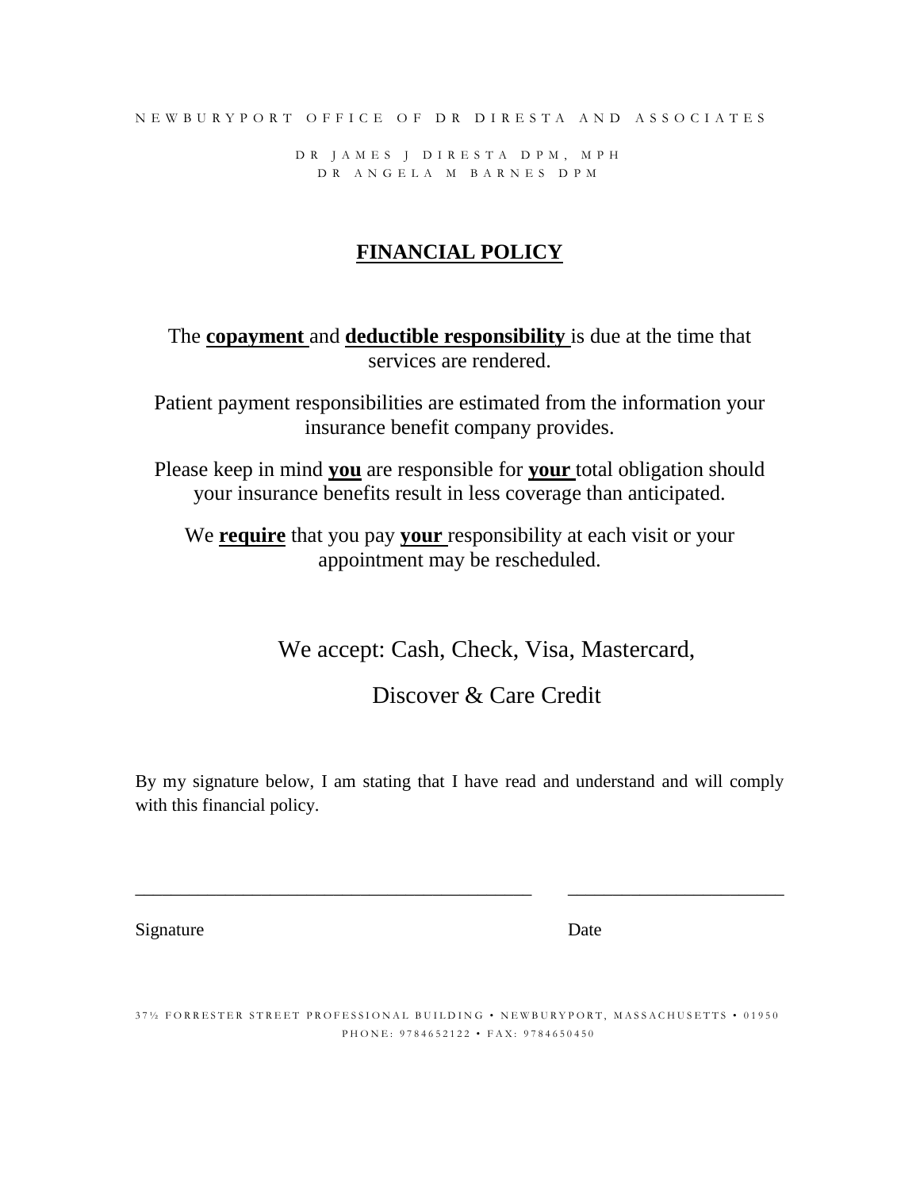NEWBURYPORT OFFICE OF DR DIRESTA AND ASSOCIATES

DR JAMES J DIRESTA DPM, MPH
DR ANGELA M BARNES DPM

# FINANCIAL POLICY

The **copayment** and **deductible responsibility** is due at the time that services are rendered.

Patient payment responsibilities are estimated from the information your insurance benefit company provides.

Please keep in mind **you** are responsible for **your** total obligation should your insurance benefits result in less coverage than anticipated.

We **require** that you pay **your** responsibility at each visit or your appointment may be rescheduled.

We accept: Cash, Check, Visa, Mastercard,

Discover & Care Credit

By my signature below, I am stating that I have read and understand and will comply with this financial policy.

_____________________________________________ ________________________

Signature Date

37½ FORRESTER STREET PROFESSIONAL BUILDING • NEWBURYPORT, MASSACHUSETTS • 01950
PHONE: 9784652122 • FAX: 9784650450